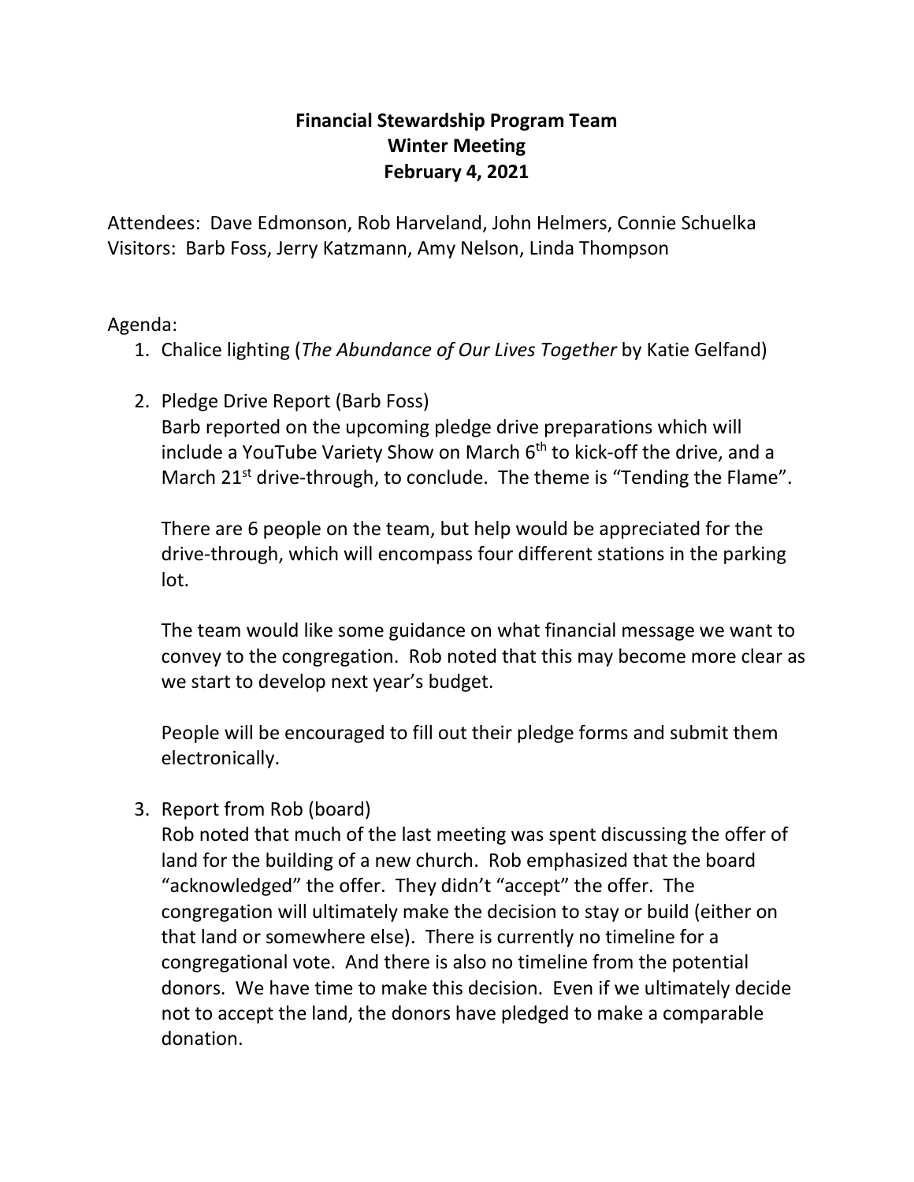# Financial Stewardship Program Team
## Winter Meeting
## February 4, 2021

Attendees: Dave Edmonson, Rob Harveland, John Helmers, Connie Schuelka
Visitors: Barb Foss, Jerry Katzmann, Amy Nelson, Linda Thompson

Agenda:

1. Chalice lighting (*The Abundance of Our Lives Together* by Katie Gelfand)

2. Pledge Drive Report (Barb Foss)
   Barb reported on the upcoming pledge drive preparations which will include a YouTube Variety Show on March 6th to kick-off the drive, and a March 21st drive-through, to conclude. The theme is "Tending the Flame".

   There are 6 people on the team, but help would be appreciated for the drive-through, which will encompass four different stations in the parking lot.

   The team would like some guidance on what financial message we want to convey to the congregation. Rob noted that this may become more clear as we start to develop next year's budget.

   People will be encouraged to fill out their pledge forms and submit them electronically.

3. Report from Rob (board)
   Rob noted that much of the last meeting was spent discussing the offer of land for the building of a new church. Rob emphasized that the board "acknowledged" the offer. They didn't "accept" the offer. The congregation will ultimately make the decision to stay or build (either on that land or somewhere else). There is currently no timeline for a congregational vote. And there is also no timeline from the potential donors. We have time to make this decision. Even if we ultimately decide not to accept the land, the donors have pledged to make a comparable donation.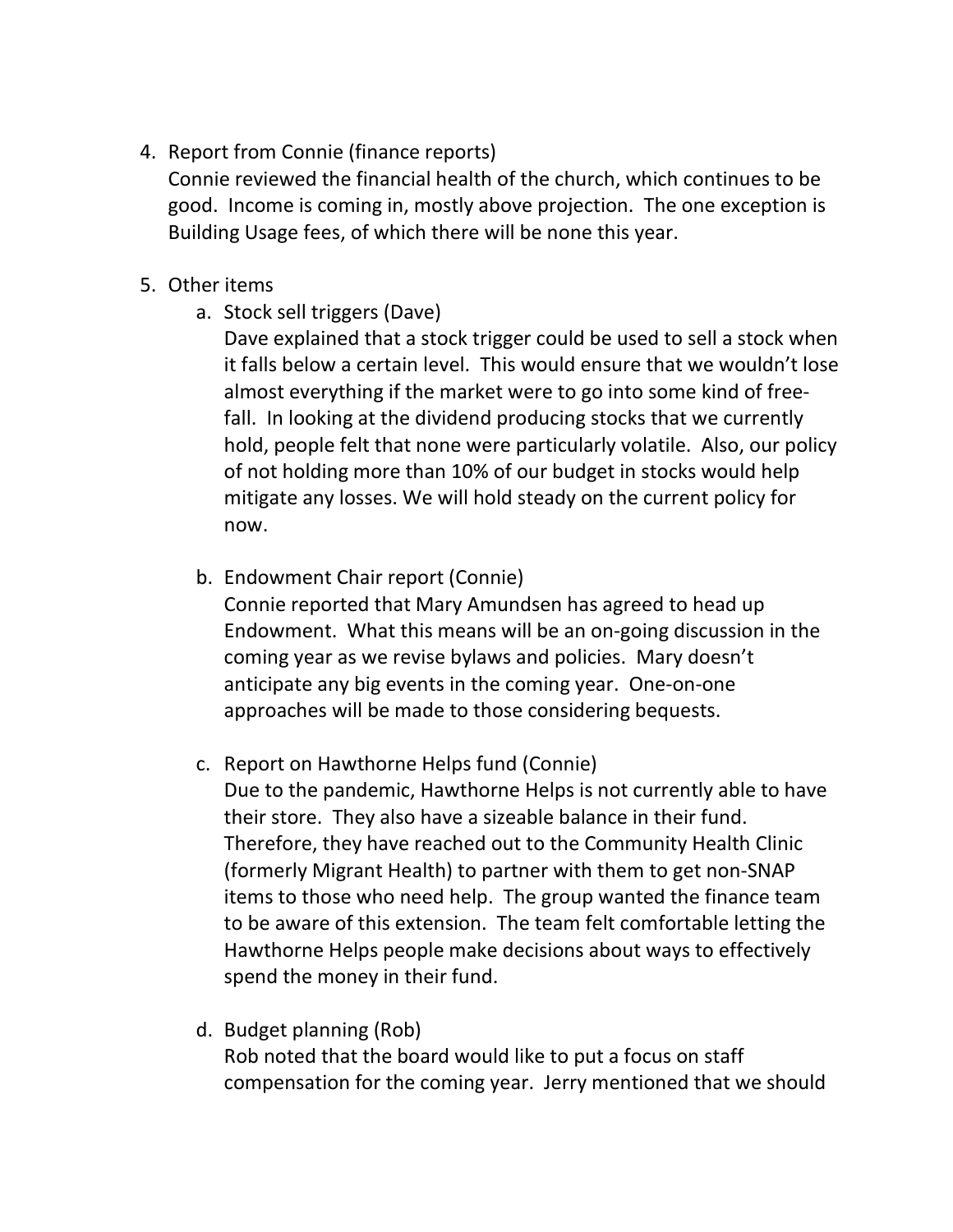4. Report from Connie (finance reports)

   Connie reviewed the financial health of the church, which continues to be good. Income is coming in, mostly above projection. The one exception is Building Usage fees, of which there will be none this year.

5. Other items

   a. Stock sell triggers (Dave)

      Dave explained that a stock trigger could be used to sell a stock when it falls below a certain level. This would ensure that we wouldn't lose almost everything if the market were to go into some kind of free-fall. In looking at the dividend producing stocks that we currently hold, people felt that none were particularly volatile. Also, our policy of not holding more than 10% of our budget in stocks would help mitigate any losses. We will hold steady on the current policy for now.

   b. Endowment Chair report (Connie)

      Connie reported that Mary Amundsen has agreed to head up Endowment. What this means will be an on-going discussion in the coming year as we revise bylaws and policies. Mary doesn't anticipate any big events in the coming year. One-on-one approaches will be made to those considering bequests.

   c. Report on Hawthorne Helps fund (Connie)

      Due to the pandemic, Hawthorne Helps is not currently able to have their store. They also have a sizeable balance in their fund. Therefore, they have reached out to the Community Health Clinic (formerly Migrant Health) to partner with them to get non-SNAP items to those who need help. The group wanted the finance team to be aware of this extension. The team felt comfortable letting the Hawthorne Helps people make decisions about ways to effectively spend the money in their fund.

   d. Budget planning (Rob)

      Rob noted that the board would like to put a focus on staff compensation for the coming year. Jerry mentioned that we should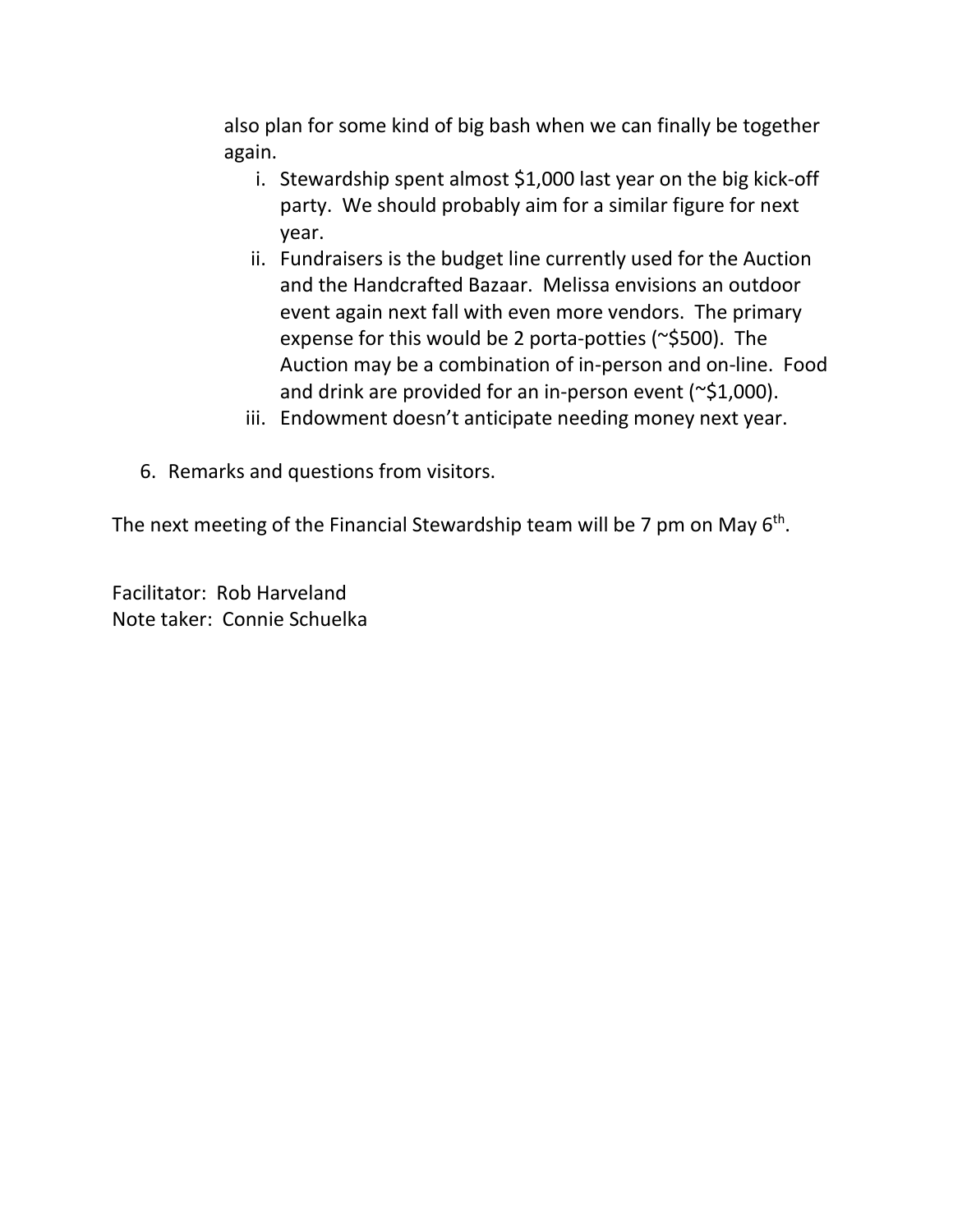also plan for some kind of big bash when we can finally be together again.

i. Stewardship spent almost $1,000 last year on the big kick-off party. We should probably aim for a similar figure for next year.
ii. Fundraisers is the budget line currently used for the Auction and the Handcrafted Bazaar. Melissa envisions an outdoor event again next fall with even more vendors. The primary expense for this would be 2 porta-potties (~$500). The Auction may be a combination of in-person and on-line. Food and drink are provided for an in-person event (~$1,000).
iii. Endowment doesn't anticipate needing money next year.

6. Remarks and questions from visitors.

The next meeting of the Financial Stewardship team will be 7 pm on May 6th.

Facilitator: Rob Harveland
Note taker: Connie Schuelka